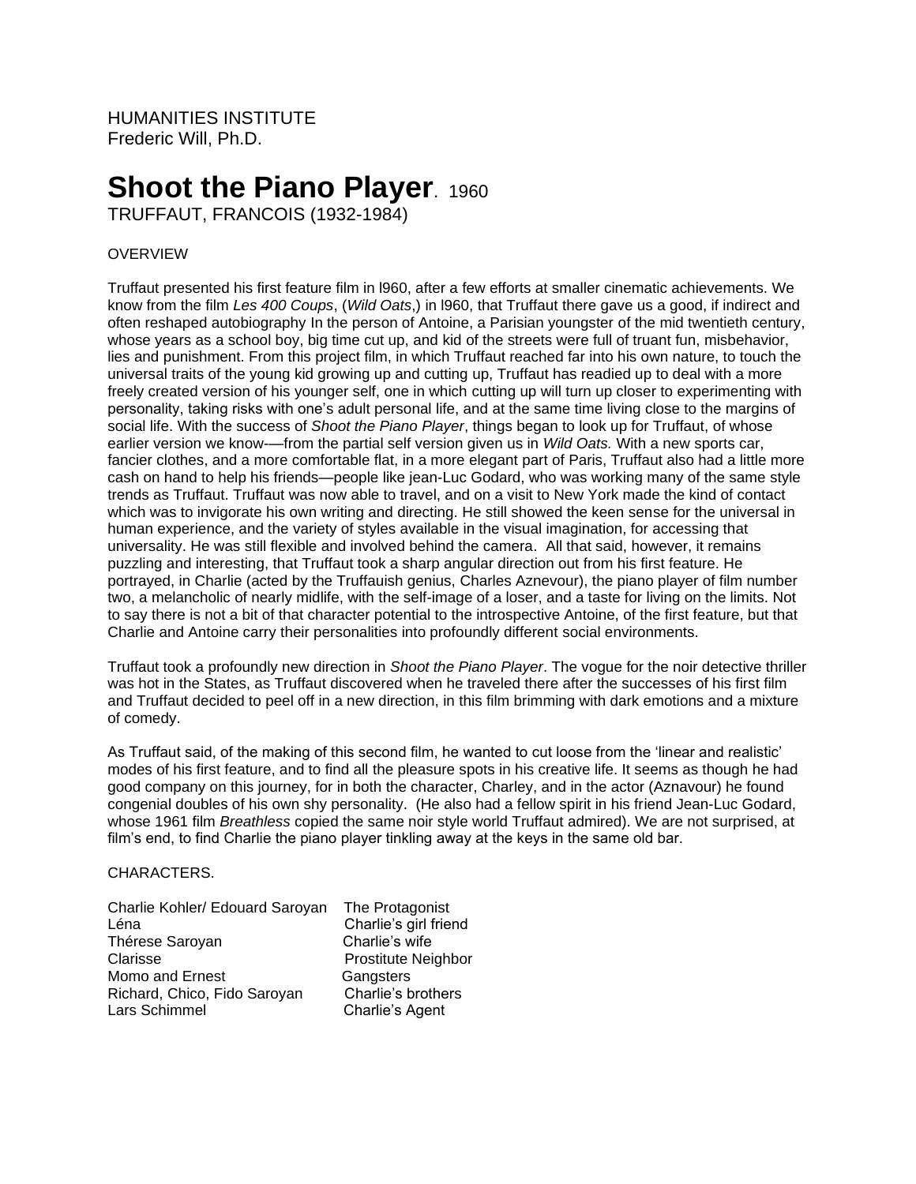HUMANITIES INSTITUTE
Frederic Will, Ph.D.

# Shoot the Piano Player. 1960

TRUFFAUT, FRANCOIS (1932-1984)

OVERVIEW

Truffaut presented his first feature film in l960, after a few efforts at smaller cinematic achievements. We know from the film *Les 400 Coups*, (*Wild Oats*,) in l960, that Truffaut there gave us a good, if indirect and often reshaped autobiography In the person of Antoine, a Parisian youngster of the mid twentieth century, whose years as a school boy, big time cut up, and kid of the streets were full of truant fun, misbehavior, lies and punishment. From this project film, in which Truffaut reached far into his own nature, to touch the universal traits of the young kid growing up and cutting up, Truffaut has readied up to deal with a more freely created version of his younger self, one in which cutting up will turn up closer to experimenting with personality, taking risks with one's adult personal life, and at the same time living close to the margins of social life. With the success of *Shoot the Piano Player*, things began to look up for Truffaut, of whose earlier version we know-—from the partial self version given us in *Wild Oats.* With a new sports car, fancier clothes, and a more comfortable flat, in a more elegant part of Paris, Truffaut also had a little more cash on hand to help his friends—people like jean-Luc Godard, who was working many of the same style trends as Truffaut. Truffaut was now able to travel, and on a visit to New York made the kind of contact which was to invigorate his own writing and directing. He still showed the keen sense for the universal in human experience, and the variety of styles available in the visual imagination, for accessing that universality. He was still flexible and involved behind the camera. All that said, however, it remains puzzling and interesting, that Truffaut took a sharp angular direction out from his first feature. He portrayed, in Charlie (acted by the Truffauish genius, Charles Aznevour), the piano player of film number two, a melancholic of nearly midlife, with the self-image of a loser, and a taste for living on the limits. Not to say there is not a bit of that character potential to the introspective Antoine, of the first feature, but that Charlie and Antoine carry their personalities into profoundly different social environments.

Truffaut took a profoundly new direction in *Shoot the Piano Player*. The vogue for the noir detective thriller was hot in the States, as Truffaut discovered when he traveled there after the successes of his first film and Truffaut decided to peel off in a new direction, in this film brimming with dark emotions and a mixture of comedy.

As Truffaut said, of the making of this second film, he wanted to cut loose from the 'linear and realistic' modes of his first feature, and to find all the pleasure spots in his creative life. It seems as though he had good company on this journey, for in both the character, Charley, and in the actor (Aznavour) he found congenial doubles of his own shy personality. (He also had a fellow spirit in his friend Jean-Luc Godard, whose 1961 film *Breathless* copied the same noir style world Truffaut admired). We are not surprised, at film's end, to find Charlie the piano player tinkling away at the keys in the same old bar.

CHARACTERS.

| | |
|---|---|
| Charlie Kohler/ Edouard Saroyan | The Protagonist |
| Léna | Charlie's girl friend |
| Thérese Saroyan | Charlie's wife |
| Clarisse | Prostitute Neighbor |
| Momo and Ernest | Gangsters |
| Richard, Chico, Fido Saroyan | Charlie's brothers |
| Lars Schimmel | Charlie's Agent |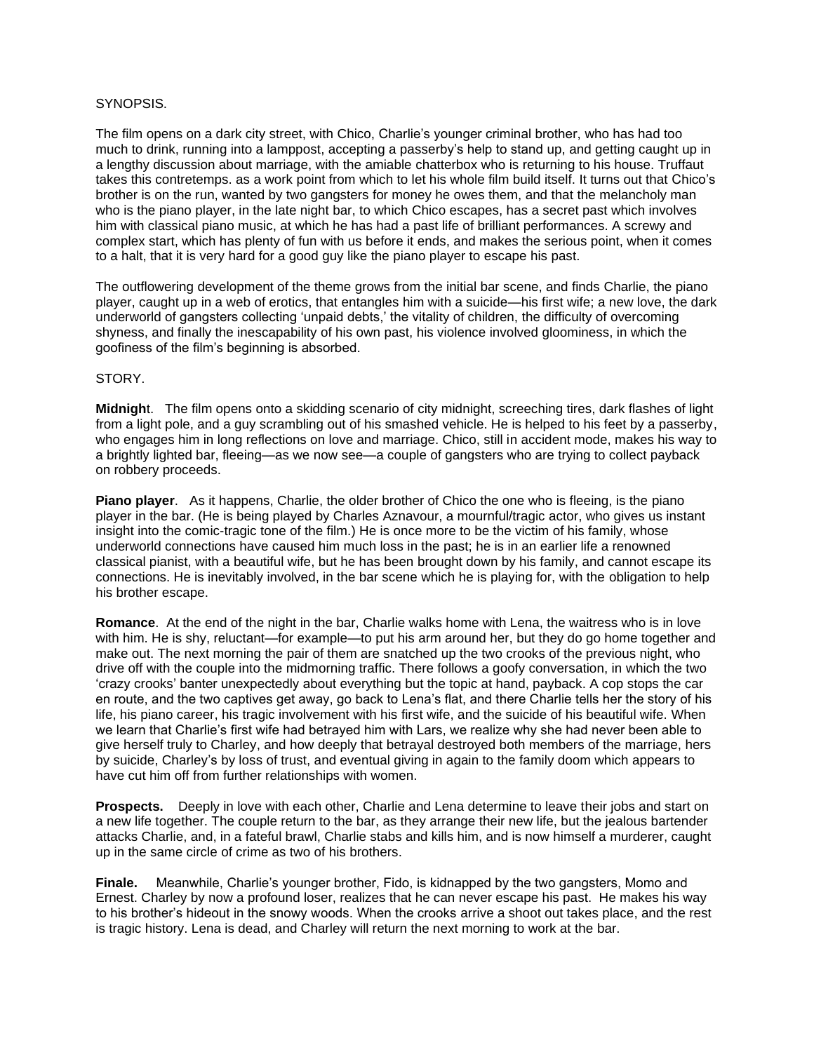SYNOPSIS.

The film opens on a dark city street, with Chico, Charlie's younger criminal brother, who has had too much to drink, running into a lamppost, accepting a passerby's help to stand up, and getting caught up in a lengthy discussion about marriage, with the amiable chatterbox who is returning to his house. Truffaut takes this contretemps. as a work point from which to let his whole film build itself. It turns out that Chico's brother is on the run, wanted by two gangsters for money he owes them, and that the melancholy man who is the piano player, in the late night bar, to which Chico escapes, has a secret past which involves him with classical piano music, at which he has had a past life of brilliant performances. A screwy and complex start, which has plenty of fun with us before it ends, and makes the serious point, when it comes to a halt, that it is very hard for a good guy like the piano player to escape his past.

The outflowering development of the theme grows from the initial bar scene, and finds Charlie, the piano player, caught up in a web of erotics, that entangles him with a suicide—his first wife; a new love, the dark underworld of gangsters collecting 'unpaid debts,' the vitality of children, the difficulty of overcoming shyness, and finally the inescapability of his own past, his violence involved gloominess, in which the goofiness of the film's beginning is absorbed.

STORY.

**Midnigh**t. The film opens onto a skidding scenario of city midnight, screeching tires, dark flashes of light from a light pole, and a guy scrambling out of his smashed vehicle. He is helped to his feet by a passerby, who engages him in long reflections on love and marriage. Chico, still in accident mode, makes his way to a brightly lighted bar, fleeing—as we now see—a couple of gangsters who are trying to collect payback on robbery proceeds.

**Piano player**. As it happens, Charlie, the older brother of Chico the one who is fleeing, is the piano player in the bar. (He is being played by Charles Aznavour, a mournful/tragic actor, who gives us instant insight into the comic-tragic tone of the film.) He is once more to be the victim of his family, whose underworld connections have caused him much loss in the past; he is in an earlier life a renowned classical pianist, with a beautiful wife, but he has been brought down by his family, and cannot escape its connections. He is inevitably involved, in the bar scene which he is playing for, with the obligation to help his brother escape.

**Romance**. At the end of the night in the bar, Charlie walks home with Lena, the waitress who is in love with him. He is shy, reluctant—for example—to put his arm around her, but they do go home together and make out. The next morning the pair of them are snatched up the two crooks of the previous night, who drive off with the couple into the midmorning traffic. There follows a goofy conversation, in which the two 'crazy crooks' banter unexpectedly about everything but the topic at hand, payback. A cop stops the car en route, and the two captives get away, go back to Lena's flat, and there Charlie tells her the story of his life, his piano career, his tragic involvement with his first wife, and the suicide of his beautiful wife. When we learn that Charlie's first wife had betrayed him with Lars, we realize why she had never been able to give herself truly to Charley, and how deeply that betrayal destroyed both members of the marriage, hers by suicide, Charley's by loss of trust, and eventual giving in again to the family doom which appears to have cut him off from further relationships with women.

**Prospects.** Deeply in love with each other, Charlie and Lena determine to leave their jobs and start on a new life together. The couple return to the bar, as they arrange their new life, but the jealous bartender attacks Charlie, and, in a fateful brawl, Charlie stabs and kills him, and is now himself a murderer, caught up in the same circle of crime as two of his brothers.

**Finale.** Meanwhile, Charlie's younger brother, Fido, is kidnapped by the two gangsters, Momo and Ernest. Charley by now a profound loser, realizes that he can never escape his past. He makes his way to his brother's hideout in the snowy woods. When the crooks arrive a shoot out takes place, and the rest is tragic history. Lena is dead, and Charley will return the next morning to work at the bar.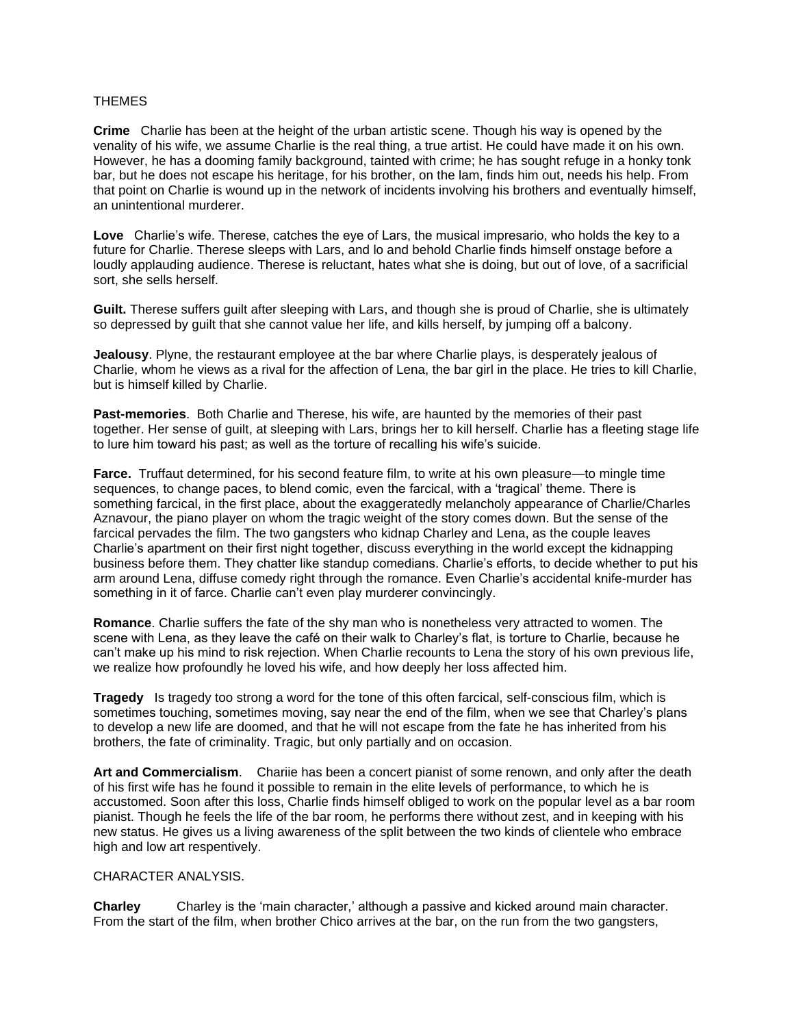THEMES

**Crime** Charlie has been at the height of the urban artistic scene. Though his way is opened by the venality of his wife, we assume Charlie is the real thing, a true artist. He could have made it on his own. However, he has a dooming family background, tainted with crime; he has sought refuge in a honky tonk bar, but he does not escape his heritage, for his brother, on the lam, finds him out, needs his help. From that point on Charlie is wound up in the network of incidents involving his brothers and eventually himself, an unintentional murderer.

**Love** Charlie's wife. Therese, catches the eye of Lars, the musical impresario, who holds the key to a future for Charlie. Therese sleeps with Lars, and lo and behold Charlie finds himself onstage before a loudly applauding audience. Therese is reluctant, hates what she is doing, but out of love, of a sacrificial sort, she sells herself.

**Guilt.** Therese suffers guilt after sleeping with Lars, and though she is proud of Charlie, she is ultimately so depressed by guilt that she cannot value her life, and kills herself, by jumping off a balcony.

**Jealousy**. Plyne, the restaurant employee at the bar where Charlie plays, is desperately jealous of Charlie, whom he views as a rival for the affection of Lena, the bar girl in the place. He tries to kill Charlie, but is himself killed by Charlie.

**Past-memories**. Both Charlie and Therese, his wife, are haunted by the memories of their past together. Her sense of guilt, at sleeping with Lars, brings her to kill herself. Charlie has a fleeting stage life to lure him toward his past; as well as the torture of recalling his wife's suicide.

**Farce.** Truffaut determined, for his second feature film, to write at his own pleasure—to mingle time sequences, to change paces, to blend comic, even the farcical, with a 'tragical' theme. There is something farcical, in the first place, about the exaggeratedly melancholy appearance of Charlie/Charles Aznavour, the piano player on whom the tragic weight of the story comes down. But the sense of the farcical pervades the film. The two gangsters who kidnap Charley and Lena, as the couple leaves Charlie's apartment on their first night together, discuss everything in the world except the kidnapping business before them. They chatter like standup comedians. Charlie's efforts, to decide whether to put his arm around Lena, diffuse comedy right through the romance. Even Charlie's accidental knife-murder has something in it of farce. Charlie can't even play murderer convincingly.

**Romance**. Charlie suffers the fate of the shy man who is nonetheless very attracted to women. The scene with Lena, as they leave the café on their walk to Charley's flat, is torture to Charlie, because he can't make up his mind to risk rejection. When Charlie recounts to Lena the story of his own previous life, we realize how profoundly he loved his wife, and how deeply her loss affected him.

**Tragedy** Is tragedy too strong a word for the tone of this often farcical, self-conscious film, which is sometimes touching, sometimes moving, say near the end of the film, when we see that Charley's plans to develop a new life are doomed, and that he will not escape from the fate he has inherited from his brothers, the fate of criminality. Tragic, but only partially and on occasion.

**Art and Commercialism**. Chariie has been a concert pianist of some renown, and only after the death of his first wife has he found it possible to remain in the elite levels of performance, to which he is accustomed. Soon after this loss, Charlie finds himself obliged to work on the popular level as a bar room pianist. Though he feels the life of the bar room, he performs there without zest, and in keeping with his new status. He gives us a living awareness of the split between the two kinds of clientele who embrace high and low art respentively.

CHARACTER ANALYSIS.

**Charley** Charley is the 'main character,' although a passive and kicked around main character. From the start of the film, when brother Chico arrives at the bar, on the run from the two gangsters,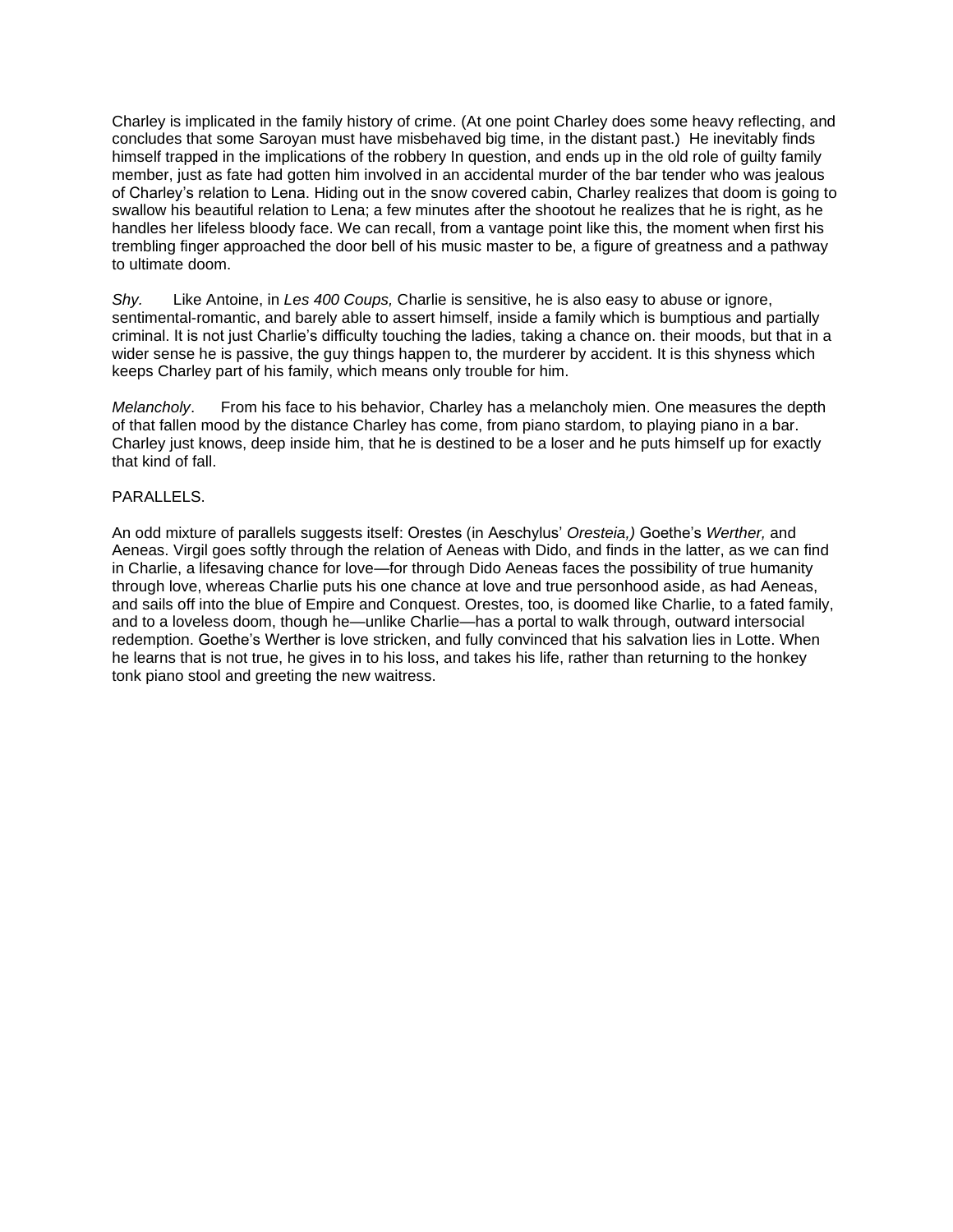Charley is implicated in the family history of crime. (At one point Charley does some heavy reflecting, and concludes that some Saroyan must have misbehaved big time, in the distant past.) He inevitably finds himself trapped in the implications of the robbery In question, and ends up in the old role of guilty family member, just as fate had gotten him involved in an accidental murder of the bar tender who was jealous of Charley's relation to Lena. Hiding out in the snow covered cabin, Charley realizes that doom is going to swallow his beautiful relation to Lena; a few minutes after the shootout he realizes that he is right, as he handles her lifeless bloody face. We can recall, from a vantage point like this, the moment when first his trembling finger approached the door bell of his music master to be, a figure of greatness and a pathway to ultimate doom.

*Shy.* Like Antoine, in *Les 400 Coups,* Charlie is sensitive, he is also easy to abuse or ignore, sentimental-romantic, and barely able to assert himself, inside a family which is bumptious and partially criminal. It is not just Charlie's difficulty touching the ladies, taking a chance on. their moods, but that in a wider sense he is passive, the guy things happen to, the murderer by accident. It is this shyness which keeps Charley part of his family, which means only trouble for him.

*Melancholy*. From his face to his behavior, Charley has a melancholy mien. One measures the depth of that fallen mood by the distance Charley has come, from piano stardom, to playing piano in a bar. Charley just knows, deep inside him, that he is destined to be a loser and he puts himself up for exactly that kind of fall.

PARALLELS.

An odd mixture of parallels suggests itself: Orestes (in Aeschylus' *Oresteia,)* Goethe's *Werther,* and Aeneas. Virgil goes softly through the relation of Aeneas with Dido, and finds in the latter, as we can find in Charlie, a lifesaving chance for love—for through Dido Aeneas faces the possibility of true humanity through love, whereas Charlie puts his one chance at love and true personhood aside, as had Aeneas, and sails off into the blue of Empire and Conquest. Orestes, too, is doomed like Charlie, to a fated family, and to a loveless doom, though he—unlike Charlie—has a portal to walk through, outward intersocial redemption. Goethe's Werther is love stricken, and fully convinced that his salvation lies in Lotte. When he learns that is not true, he gives in to his loss, and takes his life, rather than returning to the honkey tonk piano stool and greeting the new waitress.